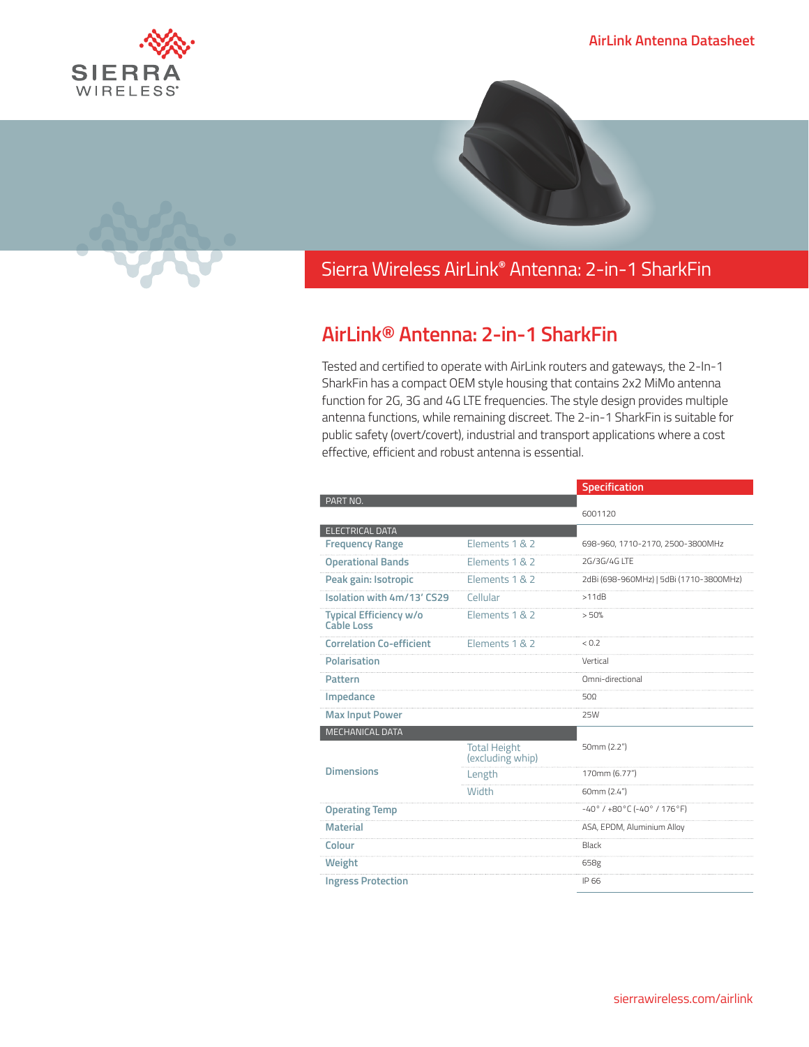AirLink Antenna Datasheet

# Sierra Wireless AirLink® Antenna: 2-in-1 SharkFin

## AirLink® Antenna: 2-in-1 SharkFin

Tested and certified to operate with AirLink routers and gateways, the 2-In-1 SharkFin has a compact OEM style housing that contains 2x2 MiMo antenna function for 2G, 3G and 4G LTE frequencies. The style design provides multiple antenna functions, while remaining discreet. The 2-in-1 SharkFin is suitable for public safety (overt/covert), industrial and transport applications where a cost effective, efficient and robust antenna is essential.

| | | Specification |
|---|---|---|
| **PART NO.** | | 6001120 |
| **ELECTRICAL DATA** | | |
| Frequency Range | Elements 1 & 2 | 698-960, 1710-2170, 2500-3800MHz |
| Operational Bands | Elements 1 & 2 | 2G/3G/4G LTE |
| Peak gain: Isotropic | Elements 1 & 2 | 2dBi (698-960MHz) \| 5dBi (1710-3800MHz) |
| Isolation with 4m/13' CS29 | Cellular | >11dB |
| Typical Efficiency w/o Cable Loss | Elements 1 & 2 | > 50% |
| Correlation Co-efficient | Elements 1 & 2 | < 0.2 |
| Polarisation | | Vertical |
| Pattern | | Omni-directional |
| Impedance | | 50Ω |
| Max Input Power | | 25W |
| **MECHANICAL DATA** | | |
| Dimensions | Total Height (excluding whip) | 50mm (2.2") |
| | Length | 170mm (6.77") |
| | Width | 60mm (2.4") |
| Operating Temp | | -40° / +80°C (-40° / 176°F) |
| Material | | ASA, EPDM, Aluminium Alloy |
| Colour | | Black |
| Weight | | 658g |
| Ingress Protection | | IP 66 |

sierrawireless.com/airlink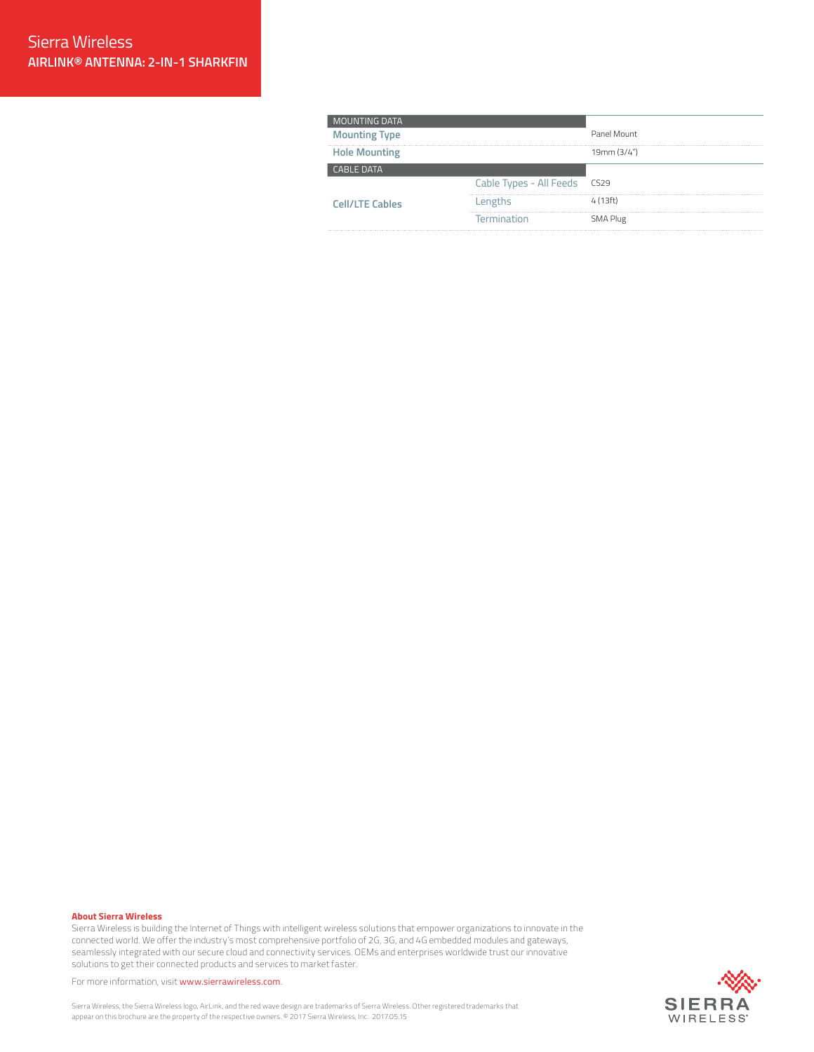| | | |
|---|---|---|
| MOUNTING DATA | | |
| Mounting Type | | Panel Mount |
| Hole Mounting | | 19mm (3/4") |
| CABLE DATA | | |
| Cell/LTE Cables | Cable Types - All Feeds | CS29 |
| | Lengths | 4 (13ft) |
| | Termination | SMA Plug |

**About Sierra Wireless**

Sierra Wireless is building the Internet of Things with intelligent wireless solutions that empower organizations to innovate in the connected world. We offer the industry's most comprehensive portfolio of 2G, 3G, and 4G embedded modules and gateways, seamlessly integrated with our secure cloud and connectivity services. OEMs and enterprises worldwide trust our innovative solutions to get their connected products and services to market faster.

For more information, visit www.sierrawireless.com.

Sierra Wireless, the Sierra Wireless logo, AirLink, and the red wave design are trademarks of Sierra Wireless. Other registered trademarks that appear on this brochure are the property of the respective owners. © 2017 Sierra Wireless, Inc. 2017.05.15